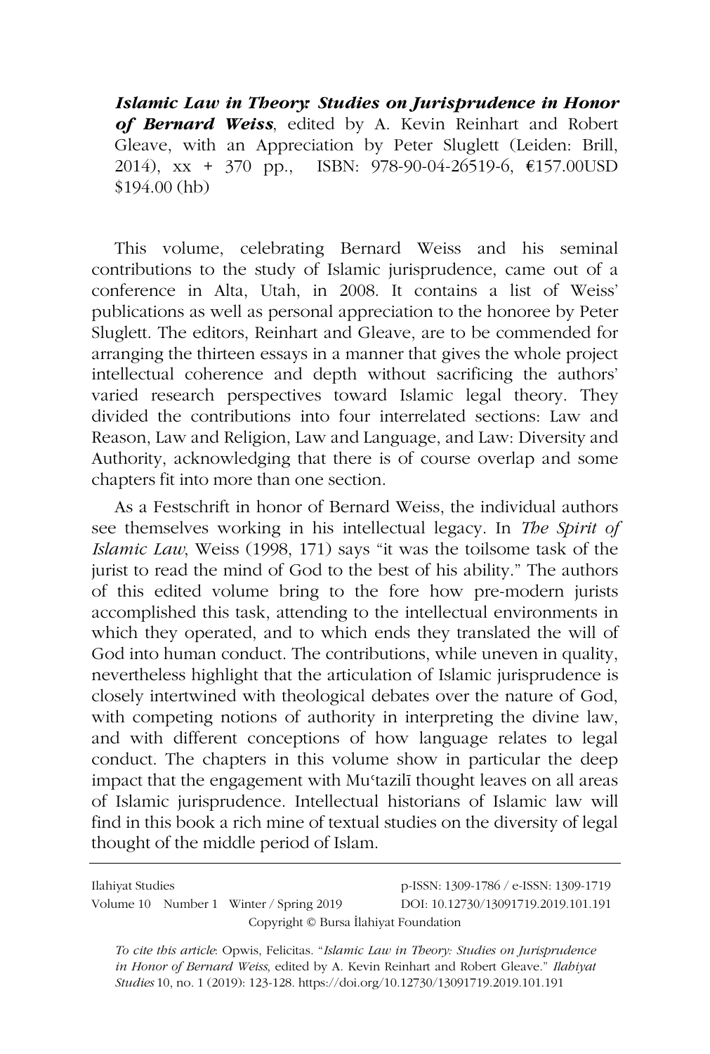***Islamic Law in Theory: Studies on Jurisprudence in Honor of Bernard Weiss***, edited by A. Kevin Reinhart and Robert Gleave, with an Appreciation by Peter Sluglett (Leiden: Brill, 2014), xx + 370 pp., ISBN: 978-90-04-26519-6, €157.00USD $194.00 (hb)

This volume, celebrating Bernard Weiss and his seminal contributions to the study of Islamic jurisprudence, came out of a conference in Alta, Utah, in 2008. It contains a list of Weiss' publications as well as personal appreciation to the honoree by Peter Sluglett. The editors, Reinhart and Gleave, are to be commended for arranging the thirteen essays in a manner that gives the whole project intellectual coherence and depth without sacrificing the authors' varied research perspectives toward Islamic legal theory. They divided the contributions into four interrelated sections: Law and Reason, Law and Religion, Law and Language, and Law: Diversity and Authority, acknowledging that there is of course overlap and some chapters fit into more than one section.

As a Festschrift in honor of Bernard Weiss, the individual authors see themselves working in his intellectual legacy. In *The Spirit of Islamic Law*, Weiss (1998, 171) says "it was the toilsome task of the jurist to read the mind of God to the best of his ability." The authors of this edited volume bring to the fore how pre-modern jurists accomplished this task, attending to the intellectual environments in which they operated, and to which ends they translated the will of God into human conduct. The contributions, while uneven in quality, nevertheless highlight that the articulation of Islamic jurisprudence is closely intertwined with theological debates over the nature of God, with competing notions of authority in interpreting the divine law, and with different conceptions of how language relates to legal conduct. The chapters in this volume show in particular the deep impact that the engagement with Muʿtazilī thought leaves on all areas of Islamic jurisprudence. Intellectual historians of Islamic law will find in this book a rich mine of textual studies on the diversity of legal thought of the middle period of Islam.

Ilahiyat Studies p-ISSN: 1309-1786 / e-ISSN: 1309-1719
Volume 10 Number 1 Winter / Spring 2019 DOI: 10.12730/13091719.2019.101.191
Copyright © Bursa İlahiyat Foundation

*To cite this article*: Opwis, Felicitas. "*Islamic Law in Theory: Studies on Jurisprudence in Honor of Bernard Weiss*, edited by A. Kevin Reinhart and Robert Gleave." *Ilahiyat Studies* 10, no. 1 (2019): 123-128. https://doi.org/10.12730/13091719.2019.101.191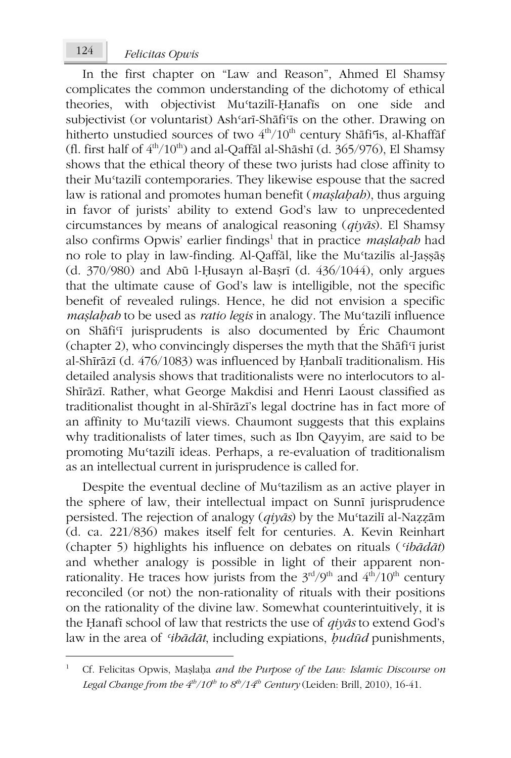In the first chapter on "Law and Reason", Ahmed El Shamsy complicates the common understanding of the dichotomy of ethical theories, with objectivist Muʿtazilī-Ḥanafīs on one side and subjectivist (or voluntarist) Ashʿarī-Shāfiʿīs on the other. Drawing on hitherto unstudied sources of two 4th/10th century Shāfiʿīs, al-Khaffāf (fl. first half of 4th/10th) and al-Qaffāl al-Shāshī (d. 365/976), El Shamsy shows that the ethical theory of these two jurists had close affinity to their Muʿtazilī contemporaries. They likewise espouse that the sacred law is rational and promotes human benefit (*maṣlaḥah*), thus arguing in favor of jurists' ability to extend God's law to unprecedented circumstances by means of analogical reasoning (*qiyās*). El Shamsy also confirms Opwis' earlier findings[1] that in practice *maṣlaḥah* had no role to play in law-finding. Al-Qaffāl, like the Muʿtazilīs al-Jaṣṣāṣ (d. 370/980) and Abū l-Ḥusayn al-Baṣrī (d. 436/1044), only argues that the ultimate cause of God's law is intelligible, not the specific benefit of revealed rulings. Hence, he did not envision a specific *maṣlaḥah* to be used as *ratio legis* in analogy. The Muʿtazilī influence on Shāfiʿī jurisprudents is also documented by Éric Chaumont (chapter 2), who convincingly disperses the myth that the Shāfiʿī jurist al-Shīrāzī (d. 476/1083) was influenced by Ḥanbalī traditionalism. His detailed analysis shows that traditionalists were no interlocutors to al-Shīrāzī. Rather, what George Makdisi and Henri Laoust classified as traditionalist thought in al-Shīrāzī's legal doctrine has in fact more of an affinity to Muʿtazilī views. Chaumont suggests that this explains why traditionalists of later times, such as Ibn Qayyim, are said to be promoting Muʿtazilī ideas. Perhaps, a re-evaluation of traditionalism as an intellectual current in jurisprudence is called for.

Despite the eventual decline of Muʿtazilism as an active player in the sphere of law, their intellectual impact on Sunnī jurisprudence persisted. The rejection of analogy (*qiyās*) by the Muʿtazilī al-Naẓẓām (d. ca. 221/836) makes itself felt for centuries. A. Kevin Reinhart (chapter 5) highlights his influence on debates on rituals (*ʿibādāt*) and whether analogy is possible in light of their apparent non-rationality. He traces how jurists from the 3rd/9th and 4th/10th century reconciled (or not) the non-rationality of rituals with their positions on the rationality of the divine law. Somewhat counterintuitively, it is the Ḥanafī school of law that restricts the use of *qiyās* to extend God's law in the area of *ʿibādāt*, including expiations, *ḥudūd* punishments,

---

[1] Cf. Felicitas Opwis, Maṣlaḥa *and the Purpose of the Law: Islamic Discourse on Legal Change from the 4th/10th to 8th/14th Century* (Leiden: Brill, 2010), 16-41.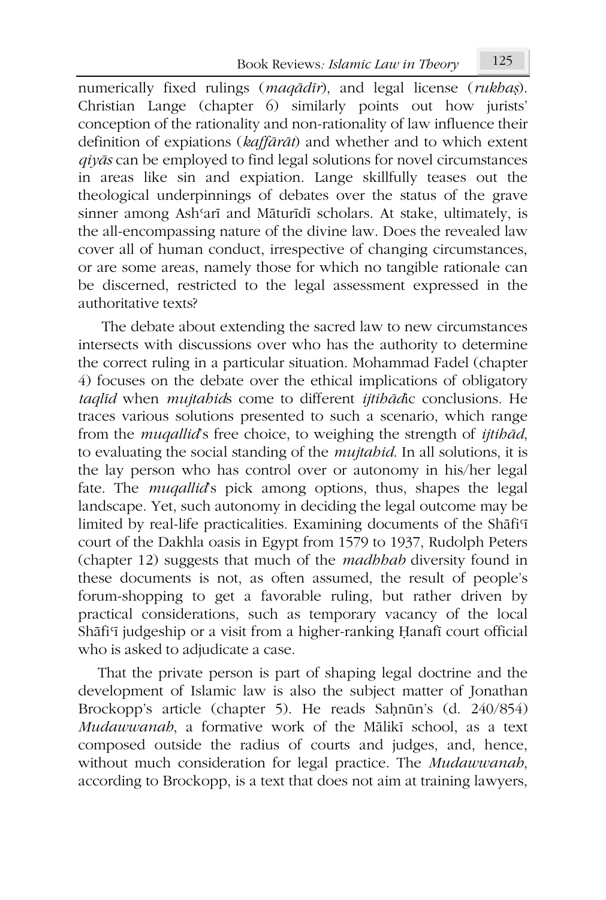numerically fixed rulings (*maqādīr*), and legal license (*rukhaṣ*). Christian Lange (chapter 6) similarly points out how jurists' conception of the rationality and non-rationality of law influence their definition of expiations (*kaffārāt*) and whether and to which extent *qiyās* can be employed to find legal solutions for novel circumstances in areas like sin and expiation. Lange skillfully teases out the theological underpinnings of debates over the status of the grave sinner among Ashʿarī and Māturīdī scholars. At stake, ultimately, is the all-encompassing nature of the divine law. Does the revealed law cover all of human conduct, irrespective of changing circumstances, or are some areas, namely those for which no tangible rationale can be discerned, restricted to the legal assessment expressed in the authoritative texts?

The debate about extending the sacred law to new circumstances intersects with discussions over who has the authority to determine the correct ruling in a particular situation. Mohammad Fadel (chapter 4) focuses on the debate over the ethical implications of obligatory *taqlīd* when *mujtahid*s come to different *ijtihādic* conclusions. He traces various solutions presented to such a scenario, which range from the *muqallid*'s free choice, to weighing the strength of *ijtihād*, to evaluating the social standing of the *mujtahid*. In all solutions, it is the lay person who has control over or autonomy in his/her legal fate. The *muqallid*'s pick among options, thus, shapes the legal landscape. Yet, such autonomy in deciding the legal outcome may be limited by real-life practicalities. Examining documents of the Shāfiʿī court of the Dakhla oasis in Egypt from 1579 to 1937, Rudolph Peters (chapter 12) suggests that much of the *madhhab* diversity found in these documents is not, as often assumed, the result of people's forum-shopping to get a favorable ruling, but rather driven by practical considerations, such as temporary vacancy of the local Shāfiʿī judgeship or a visit from a higher-ranking Ḥanafī court official who is asked to adjudicate a case.

That the private person is part of shaping legal doctrine and the development of Islamic law is also the subject matter of Jonathan Brockopp's article (chapter 5). He reads Saḥnūn's (d. 240/854) *Mudawwanah*, a formative work of the Mālikī school, as a text composed outside the radius of courts and judges, and, hence, without much consideration for legal practice. The *Mudawwanah*, according to Brockopp, is a text that does not aim at training lawyers,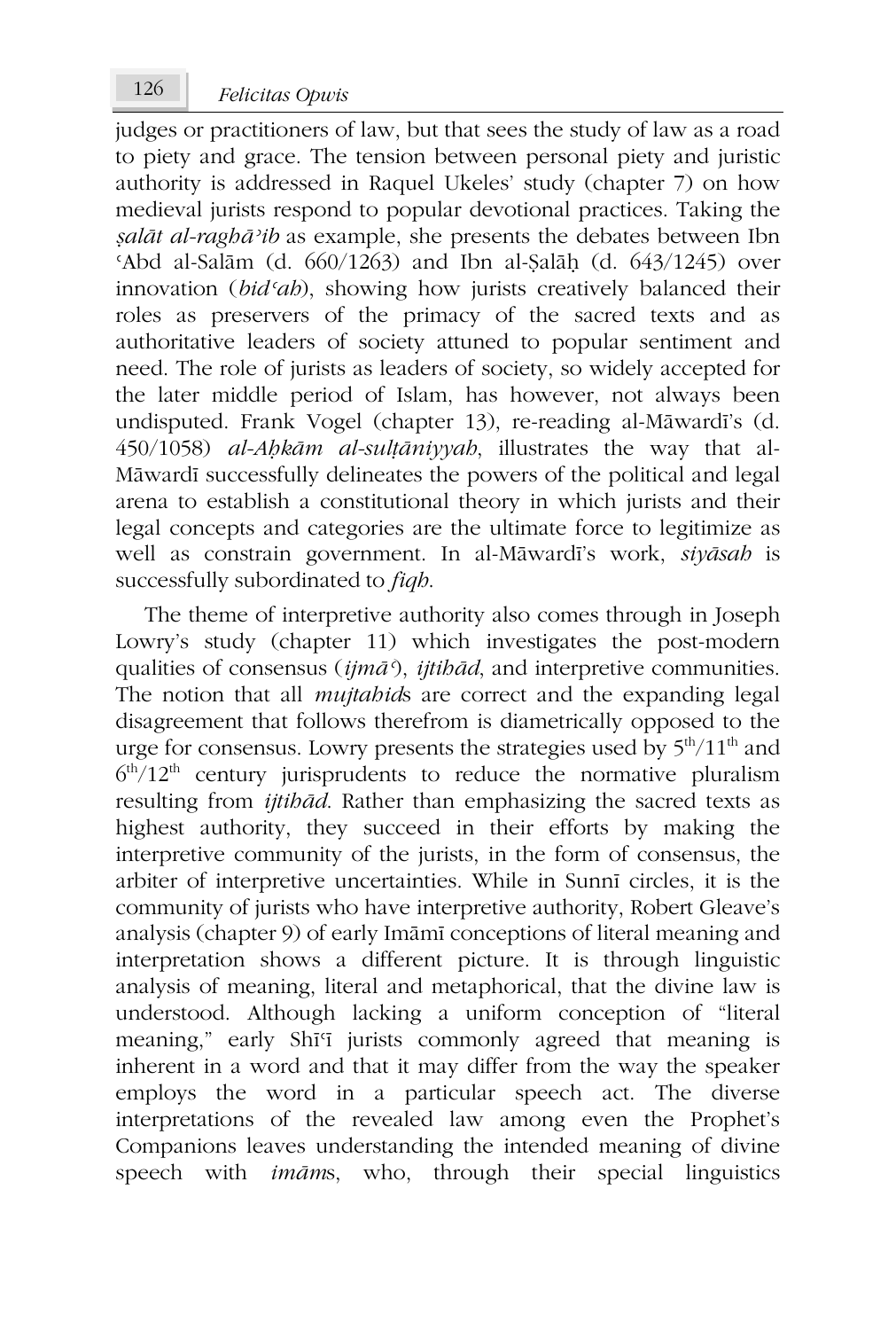judges or practitioners of law, but that sees the study of law as a road to piety and grace. The tension between personal piety and juristic authority is addressed in Raquel Ukeles' study (chapter 7) on how medieval jurists respond to popular devotional practices. Taking the *ṣalāt al-raghāʾib* as example, she presents the debates between Ibn ʿAbd al-Salām (d. 660/1263) and Ibn al-Ṣalāḥ (d. 643/1245) over innovation (*bidʿah*), showing how jurists creatively balanced their roles as preservers of the primacy of the sacred texts and as authoritative leaders of society attuned to popular sentiment and need. The role of jurists as leaders of society, so widely accepted for the later middle period of Islam, has however, not always been undisputed. Frank Vogel (chapter 13), re-reading al-Māwardī's (d. 450/1058) *al-Aḥkām al-sulṭāniyyah*, illustrates the way that al-Māwardī successfully delineates the powers of the political and legal arena to establish a constitutional theory in which jurists and their legal concepts and categories are the ultimate force to legitimize as well as constrain government. In al-Māwardī's work, *siyāsah* is successfully subordinated to *fiqh*.

The theme of interpretive authority also comes through in Joseph Lowry's study (chapter 11) which investigates the post-modern qualities of consensus (*ijmāʿ*), *ijtihād*, and interpretive communities. The notion that all *mujtahid*s are correct and the expanding legal disagreement that follows therefrom is diametrically opposed to the urge for consensus. Lowry presents the strategies used by 5th/11th and 6th/12th century jurisprudents to reduce the normative pluralism resulting from *ijtihād*. Rather than emphasizing the sacred texts as highest authority, they succeed in their efforts by making the interpretive community of the jurists, in the form of consensus, the arbiter of interpretive uncertainties. While in Sunnī circles, it is the community of jurists who have interpretive authority, Robert Gleave's analysis (chapter 9) of early Imāmī conceptions of literal meaning and interpretation shows a different picture. It is through linguistic analysis of meaning, literal and metaphorical, that the divine law is understood. Although lacking a uniform conception of "literal meaning," early Shīʿī jurists commonly agreed that meaning is inherent in a word and that it may differ from the way the speaker employs the word in a particular speech act. The diverse interpretations of the revealed law among even the Prophet's Companions leaves understanding the intended meaning of divine speech with *imām*s, who, through their special linguistics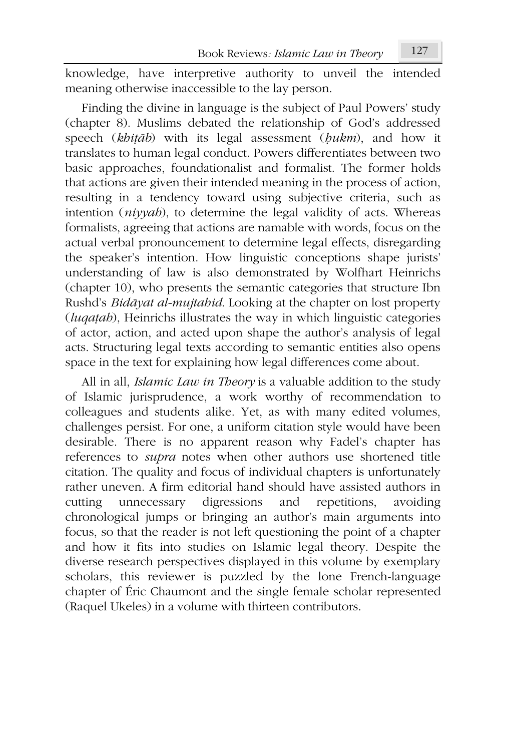knowledge, have interpretive authority to unveil the intended meaning otherwise inaccessible to the lay person.

Finding the divine in language is the subject of Paul Powers' study (chapter 8). Muslims debated the relationship of God's addressed speech (*khiṭāb*) with its legal assessment (*ḥukm*), and how it translates to human legal conduct. Powers differentiates between two basic approaches, foundationalist and formalist. The former holds that actions are given their intended meaning in the process of action, resulting in a tendency toward using subjective criteria, such as intention (*niyyah*), to determine the legal validity of acts. Whereas formalists, agreeing that actions are namable with words, focus on the actual verbal pronouncement to determine legal effects, disregarding the speaker's intention. How linguistic conceptions shape jurists' understanding of law is also demonstrated by Wolfhart Heinrichs (chapter 10), who presents the semantic categories that structure Ibn Rushd's *Bidāyat al-mujtahid.* Looking at the chapter on lost property (*luqaṭah*), Heinrichs illustrates the way in which linguistic categories of actor, action, and acted upon shape the author's analysis of legal acts. Structuring legal texts according to semantic entities also opens space in the text for explaining how legal differences come about.

All in all, *Islamic Law in Theory* is a valuable addition to the study of Islamic jurisprudence, a work worthy of recommendation to colleagues and students alike. Yet, as with many edited volumes, challenges persist. For one, a uniform citation style would have been desirable. There is no apparent reason why Fadel's chapter has references to *supra* notes when other authors use shortened title citation. The quality and focus of individual chapters is unfortunately rather uneven. A firm editorial hand should have assisted authors in cutting unnecessary digressions and repetitions, avoiding chronological jumps or bringing an author's main arguments into focus, so that the reader is not left questioning the point of a chapter and how it fits into studies on Islamic legal theory. Despite the diverse research perspectives displayed in this volume by exemplary scholars, this reviewer is puzzled by the lone French-language chapter of Éric Chaumont and the single female scholar represented (Raquel Ukeles) in a volume with thirteen contributors.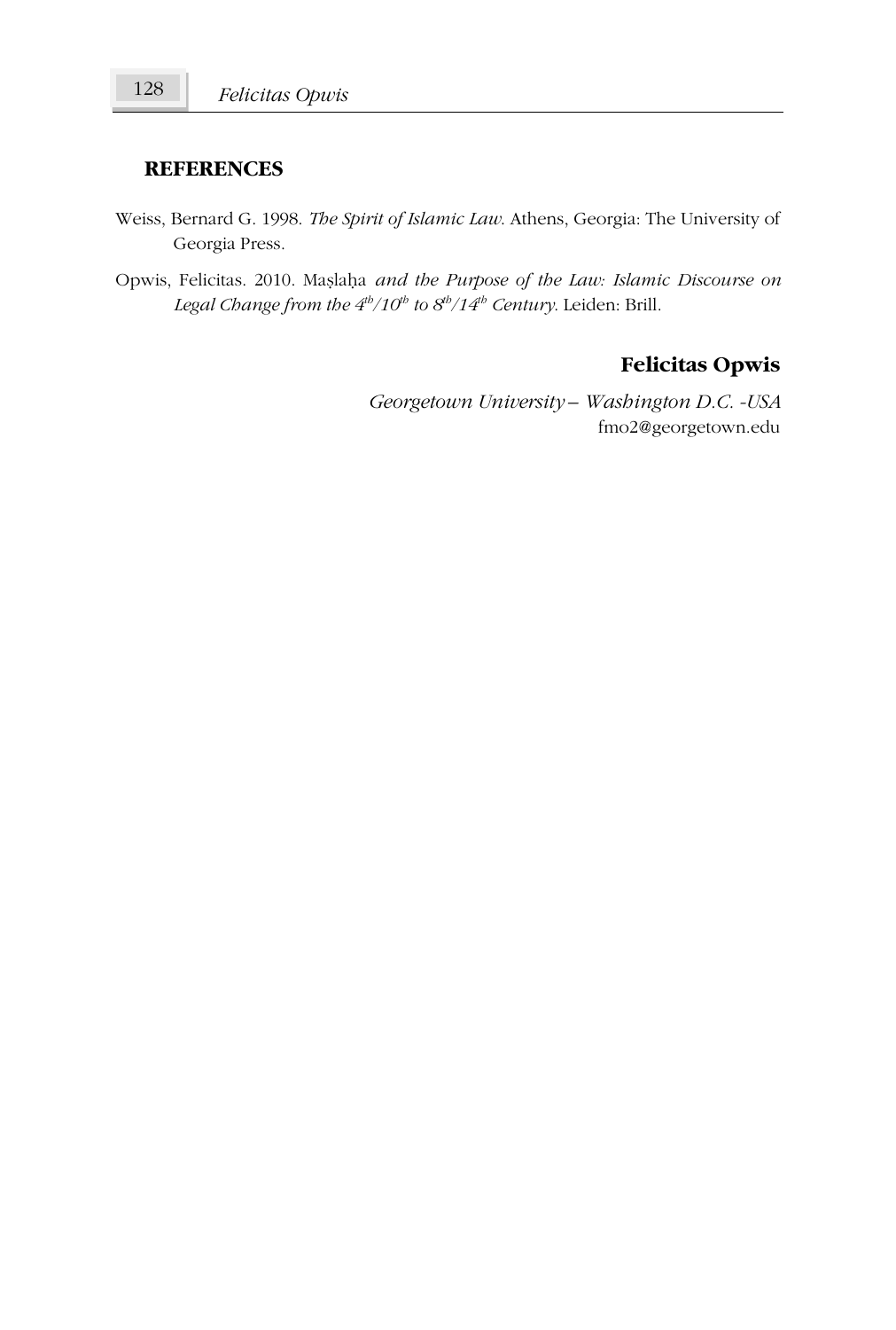## REFERENCES

Weiss, Bernard G. 1998. *The Spirit of Islamic Law*. Athens, Georgia: The University of Georgia Press.

Opwis, Felicitas. 2010. Maṣlaḥa *and the Purpose of the Law: Islamic Discourse on Legal Change from the 4th/10th to 8th/14th Century*. Leiden: Brill.

**Felicitas Opwis**

*Georgetown University – Washington D.C. -USA*
fmo2@georgetown.edu